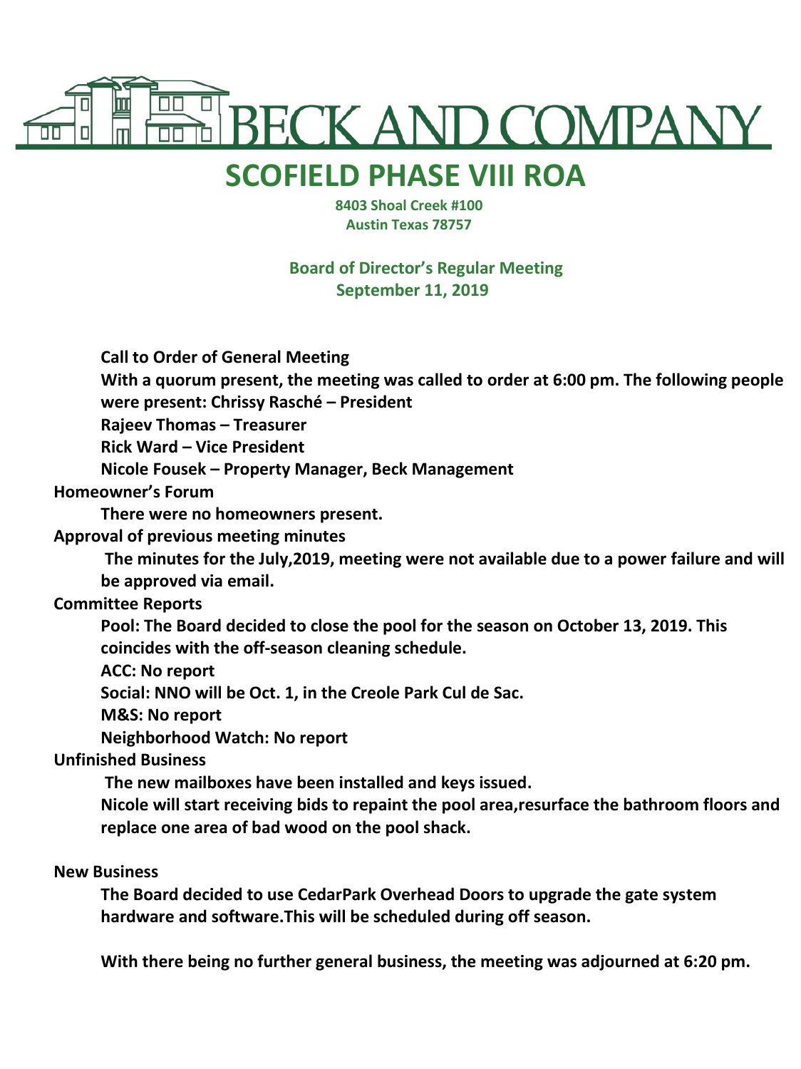# BECK AND COMPANY

## SCOFIELD PHASE VIII ROA

**8403 Shoal Creek #100**
**Austin Texas 78757**

**Board of Director's Regular Meeting**
**September 11, 2019**

**Call to Order of General Meeting**

**With a quorum present, the meeting was called to order at 6:00 pm. The following people were present: Chrissy Rasché – President**

**Rajeev Thomas – Treasurer**

**Rick Ward – Vice President**

**Nicole Fousek – Property Manager, Beck Management**

**Homeowner's Forum**

**There were no homeowners present.**

**Approval of previous meeting minutes**

**The minutes for the July,2019, meeting were not available due to a power failure and will be approved via email.**

**Committee Reports**

**Pool: The Board decided to close the pool for the season on October 13, 2019. This coincides with the off-season cleaning schedule.**

**ACC: No report**

**Social: NNO will be Oct. 1, in the Creole Park Cul de Sac.**

**M&S: No report**

**Neighborhood Watch: No report**

**Unfinished Business**

**The new mailboxes have been installed and keys issued.**

**Nicole will start receiving bids to repaint the pool area,resurface the bathroom floors and replace one area of bad wood on the pool shack.**

**New Business**

**The Board decided to use CedarPark Overhead Doors to upgrade the gate system hardware and software.This will be scheduled during off season.**

**With there being no further general business, the meeting was adjourned at 6:20 pm.**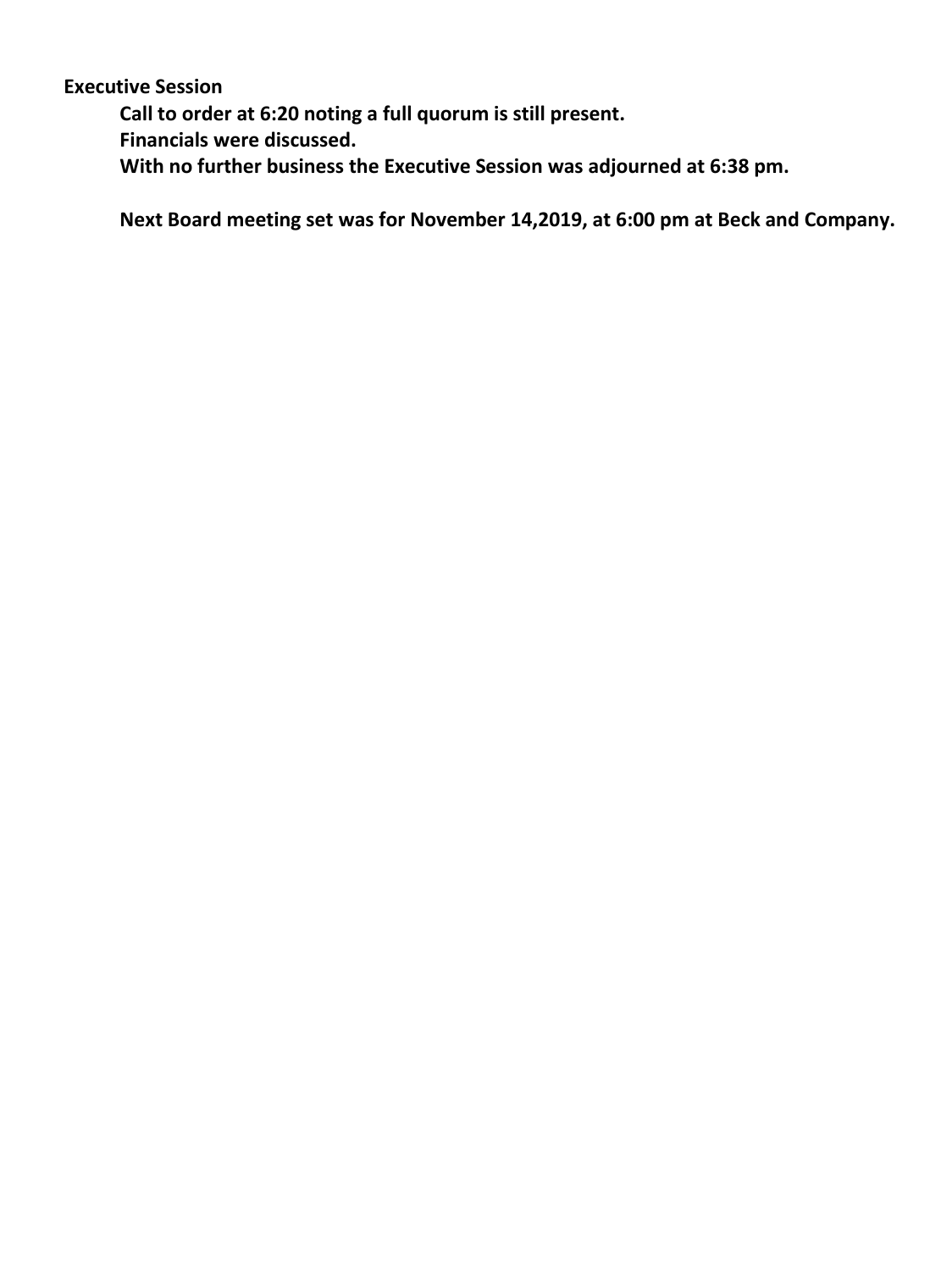**Executive Session**

**Call to order at 6:20 noting a full quorum is still present.**
**Financials were discussed.**
**With no further business the Executive Session was adjourned at 6:38 pm.**

**Next Board meeting set was for November 14,2019, at 6:00 pm at Beck and Company.**